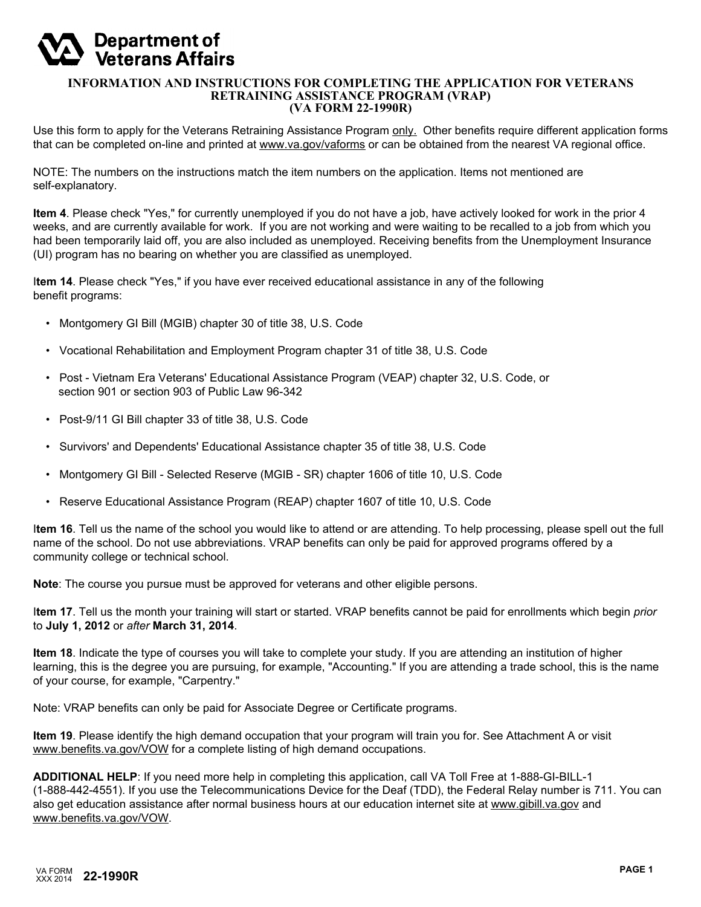Department of Veterans Affairs

# INFORMATION AND INSTRUCTIONS FOR COMPLETING THE APPLICATION FOR VETERANS RETRAINING ASSISTANCE PROGRAM (VRAP) (VA FORM 22-1990R)

Use this form to apply for the Veterans Retraining Assistance Program only. Other benefits require different application forms that can be completed on-line and printed at www.va.gov/vaforms or can be obtained from the nearest VA regional office.

NOTE: The numbers on the instructions match the item numbers on the application. Items not mentioned are self-explanatory.

**Item 4**. Please check "Yes," for currently unemployed if you do not have a job, have actively looked for work in the prior 4 weeks, and are currently available for work. If you are not working and were waiting to be recalled to a job from which you had been temporarily laid off, you are also included as unemployed. Receiving benefits from the Unemployment Insurance (UI) program has no bearing on whether you are classified as unemployed.

**Item 14**. Please check "Yes," if you have ever received educational assistance in any of the following benefit programs:

- Montgomery GI Bill (MGIB) chapter 30 of title 38, U.S. Code
- Vocational Rehabilitation and Employment Program chapter 31 of title 38, U.S. Code
- Post - Vietnam Era Veterans' Educational Assistance Program (VEAP) chapter 32, U.S. Code, or section 901 or section 903 of Public Law 96-342
- Post-9/11 GI Bill chapter 33 of title 38, U.S. Code
- Survivors' and Dependents' Educational Assistance chapter 35 of title 38, U.S. Code
- Montgomery GI Bill - Selected Reserve (MGIB - SR) chapter 1606 of title 10, U.S. Code
- Reserve Educational Assistance Program (REAP) chapter 1607 of title 10, U.S. Code

**Item 16**. Tell us the name of the school you would like to attend or are attending. To help processing, please spell out the full name of the school. Do not use abbreviations. VRAP benefits can only be paid for approved programs offered by a community college or technical school.

**Note**: The course you pursue must be approved for veterans and other eligible persons.

**Item 17**. Tell us the month your training will start or started. VRAP benefits cannot be paid for enrollments which begin *prior* to **July 1, 2012** or *after* **March 31, 2014**.

**Item 18**. Indicate the type of courses you will take to complete your study. If you are attending an institution of higher learning, this is the degree you are pursuing, for example, "Accounting." If you are attending a trade school, this is the name of your course, for example, "Carpentry."

Note: VRAP benefits can only be paid for Associate Degree or Certificate programs.

**Item 19**. Please identify the high demand occupation that your program will train you for. See Attachment A or visit www.benefits.va.gov/VOW for a complete listing of high demand occupations.

**ADDITIONAL HELP**: If you need more help in completing this application, call VA Toll Free at 1-888-GI-BILL-1 (1-888-442-4551). If you use the Telecommunications Device for the Deaf (TDD), the Federal Relay number is 711. You can also get education assistance after normal business hours at our education internet site at www.gibill.va.gov and www.benefits.va.gov/VOW.

VA FORM XXX 2014 **22-1990R**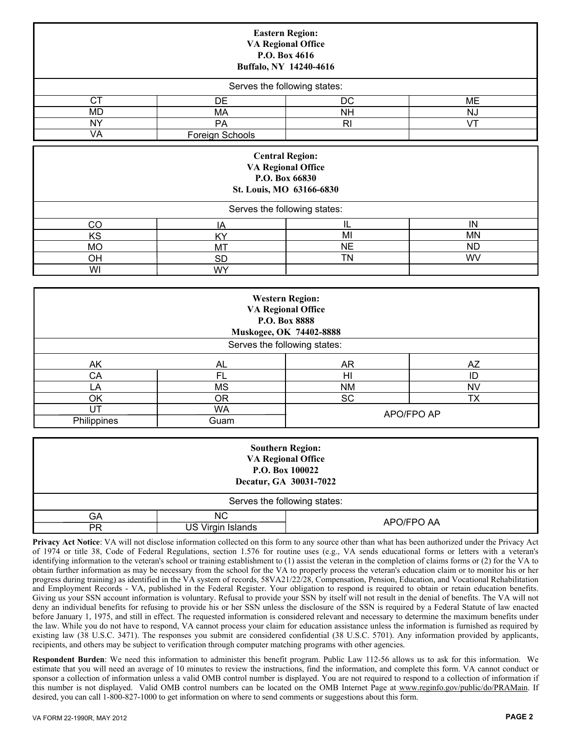| **Eastern Region:**<br>**VA Regional Office**<br>**P.O. Box 4616**<br>**Buffalo, NY 14240-4616** | | | |
|---|---|---|---|
| Serves the following states: | | | |
| CT | DE | DC | ME |
| MD | MA | NH | NJ |
| NY | PA | RI | VT |
| VA | Foreign Schools | | |

| **Central Region:**<br>**VA Regional Office**<br>**P.O. Box 66830**<br>**St. Louis, MO 63166-6830** | | | |
|---|---|---|---|
| Serves the following states: | | | |
| CO | IA | IL | IN |
| KS | KY | MI | MN |
| MO | MT | NE | ND |
| OH | SD | TN | WV |
| WI | WY | | |

| **Western Region:**<br>**VA Regional Office**<br>**P.O. Box 8888**<br>**Muskogee, OK 74402-8888** | | | |
|---|---|---|---|
| Serves the following states: | | | |
| AK | AL | AR | AZ |
| CA | FL | HI | ID |
| LA | MS | NM | NV |
| OK | OR | SC | TX |
| UT | WA | APO/FPO AP | |
| Philippines | Guam | | |

| **Southern Region:**<br>**VA Regional Office**<br>**P.O. Box 100022**<br>**Decatur, GA 30031-7022** | | |
|---|---|---|
| Serves the following states: | | |
| GA | NC | APO/FPO AA |
| PR | US Virgin Islands | |

**Privacy Act Notice**: VA will not disclose information collected on this form to any source other than what has been authorized under the Privacy Act of 1974 or title 38, Code of Federal Regulations, section 1.576 for routine uses (e.g., VA sends educational forms or letters with a veteran's identifying information to the veteran's school or training establishment to (1) assist the veteran in the completion of claims forms or (2) for the VA to obtain further information as may be necessary from the school for the VA to properly process the veteran's education claim or to monitor his or her progress during training) as identified in the VA system of records, 58VA21/22/28, Compensation, Pension, Education, and Vocational Rehabilitation and Employment Records - VA, published in the Federal Register. Your obligation to respond is required to obtain or retain education benefits. Giving us your SSN account information is voluntary. Refusal to provide your SSN by itself will not result in the denial of benefits. The VA will not deny an individual benefits for refusing to provide his or her SSN unless the disclosure of the SSN is required by a Federal Statute of law enacted before January 1, 1975, and still in effect. The requested information is considered relevant and necessary to determine the maximum benefits under the law. While you do not have to respond, VA cannot process your claim for education assistance unless the information is furnished as required by existing law (38 U.S.C. 3471). The responses you submit are considered confidential (38 U.S.C. 5701). Any information provided by applicants, recipients, and others may be subject to verification through computer matching programs with other agencies.

**Respondent Burden**: We need this information to administer this benefit program. Public Law 112-56 allows us to ask for this information. We estimate that you will need an average of 10 minutes to review the instructions, find the information, and complete this form. VA cannot conduct or sponsor a collection of information unless a valid OMB control number is displayed. You are not required to respond to a collection of information if this number is not displayed. Valid OMB control numbers can be located on the OMB Internet Page at www.reginfo.gov/public/do/PRAMain. If desired, you can call 1-800-827-1000 to get information on where to send comments or suggestions about this form.

VA FORM 22-1990R, MAY 2012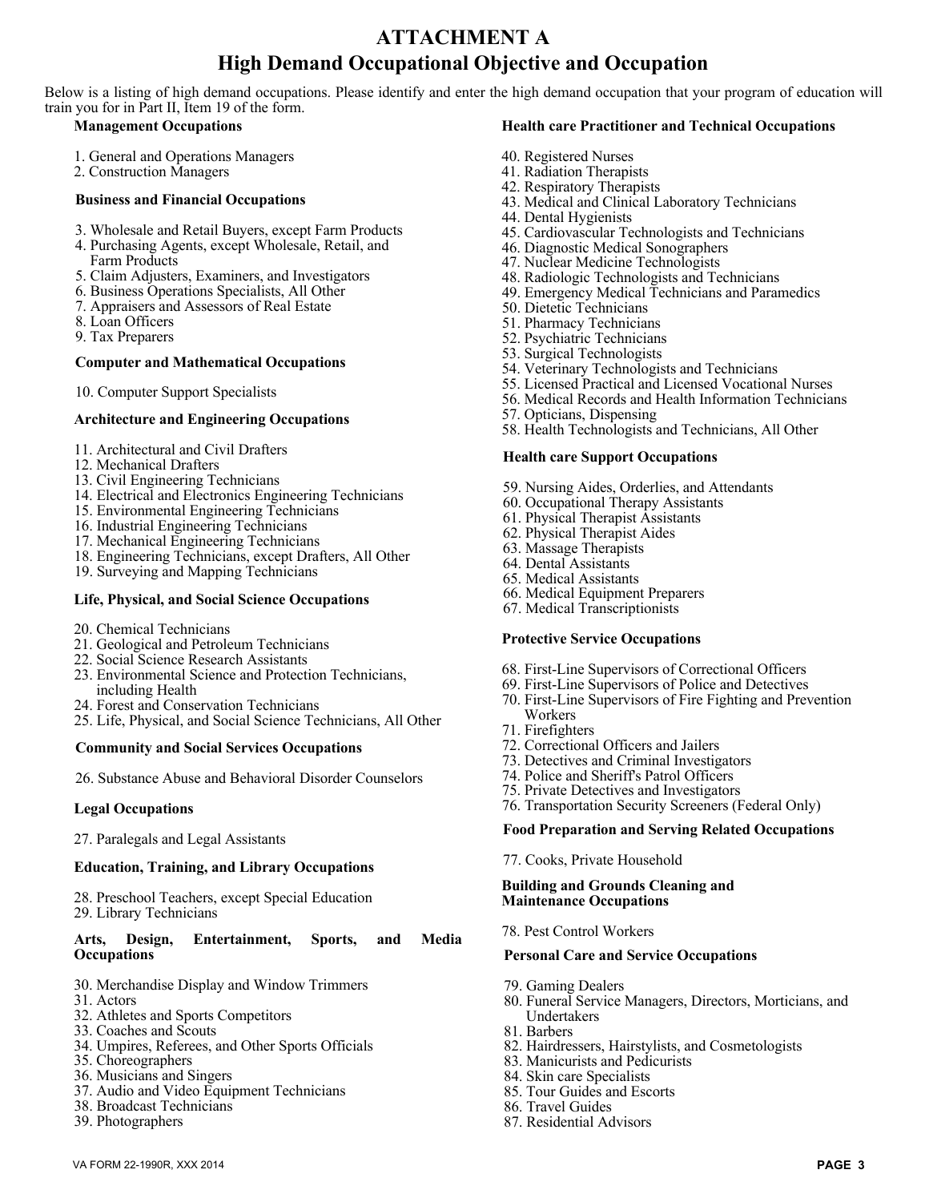# ATTACHMENT A

## High Demand Occupational Objective and Occupation

Below is a listing of high demand occupations. Please identify and enter the high demand occupation that your program of education will train you for in Part II, Item 19 of the form.

### Management Occupations

1. General and Operations Managers
2. Construction Managers

### Business and Financial Occupations

3. Wholesale and Retail Buyers, except Farm Products
4. Purchasing Agents, except Wholesale, Retail, and Farm Products
5. Claim Adjusters, Examiners, and Investigators
6. Business Operations Specialists, All Other
7. Appraisers and Assessors of Real Estate
8. Loan Officers
9. Tax Preparers

### Computer and Mathematical Occupations

10. Computer Support Specialists

### Architecture and Engineering Occupations

11. Architectural and Civil Drafters
12. Mechanical Drafters
13. Civil Engineering Technicians
14. Electrical and Electronics Engineering Technicians
15. Environmental Engineering Technicians
16. Industrial Engineering Technicians
17. Mechanical Engineering Technicians
18. Engineering Technicians, except Drafters, All Other
19. Surveying and Mapping Technicians

### Life, Physical, and Social Science Occupations

20. Chemical Technicians
21. Geological and Petroleum Technicians
22. Social Science Research Assistants
23. Environmental Science and Protection Technicians, including Health
24. Forest and Conservation Technicians
25. Life, Physical, and Social Science Technicians, All Other

### Community and Social Services Occupations

26. Substance Abuse and Behavioral Disorder Counselors

### Legal Occupations

27. Paralegals and Legal Assistants

### Education, Training, and Library Occupations

28. Preschool Teachers, except Special Education
29. Library Technicians

### Arts, Design, Entertainment, Sports, and Media Occupations

30. Merchandise Display and Window Trimmers
31. Actors
32. Athletes and Sports Competitors
33. Coaches and Scouts
34. Umpires, Referees, and Other Sports Officials
35. Choreographers
36. Musicians and Singers
37. Audio and Video Equipment Technicians
38. Broadcast Technicians
39. Photographers

### Health care Practitioner and Technical Occupations

40. Registered Nurses
41. Radiation Therapists
42. Respiratory Therapists
43. Medical and Clinical Laboratory Technicians
44. Dental Hygienists
45. Cardiovascular Technologists and Technicians
46. Diagnostic Medical Sonographers
47. Nuclear Medicine Technologists
48. Radiologic Technologists and Technicians
49. Emergency Medical Technicians and Paramedics
50. Dietetic Technicians
51. Pharmacy Technicians
52. Psychiatric Technicians
53. Surgical Technologists
54. Veterinary Technologists and Technicians
55. Licensed Practical and Licensed Vocational Nurses
56. Medical Records and Health Information Technicians
57. Opticians, Dispensing
58. Health Technologists and Technicians, All Other

### Health care Support Occupations

59. Nursing Aides, Orderlies, and Attendants
60. Occupational Therapy Assistants
61. Physical Therapist Assistants
62. Physical Therapist Aides
63. Massage Therapists
64. Dental Assistants
65. Medical Assistants
66. Medical Equipment Preparers
67. Medical Transcriptionists

### Protective Service Occupations

68. First-Line Supervisors of Correctional Officers
69. First-Line Supervisors of Police and Detectives
70. First-Line Supervisors of Fire Fighting and Prevention Workers
71. Firefighters
72. Correctional Officers and Jailers
73. Detectives and Criminal Investigators
74. Police and Sheriff's Patrol Officers
75. Private Detectives and Investigators
76. Transportation Security Screeners (Federal Only)

### Food Preparation and Serving Related Occupations

77. Cooks, Private Household

### Building and Grounds Cleaning and Maintenance Occupations

78. Pest Control Workers

### Personal Care and Service Occupations

79. Gaming Dealers
80. Funeral Service Managers, Directors, Morticians, and Undertakers
81. Barbers
82. Hairdressers, Hairstylists, and Cosmetologists
83. Manicurists and Pedicurists
84. Skin care Specialists
85. Tour Guides and Escorts
86. Travel Guides
87. Residential Advisors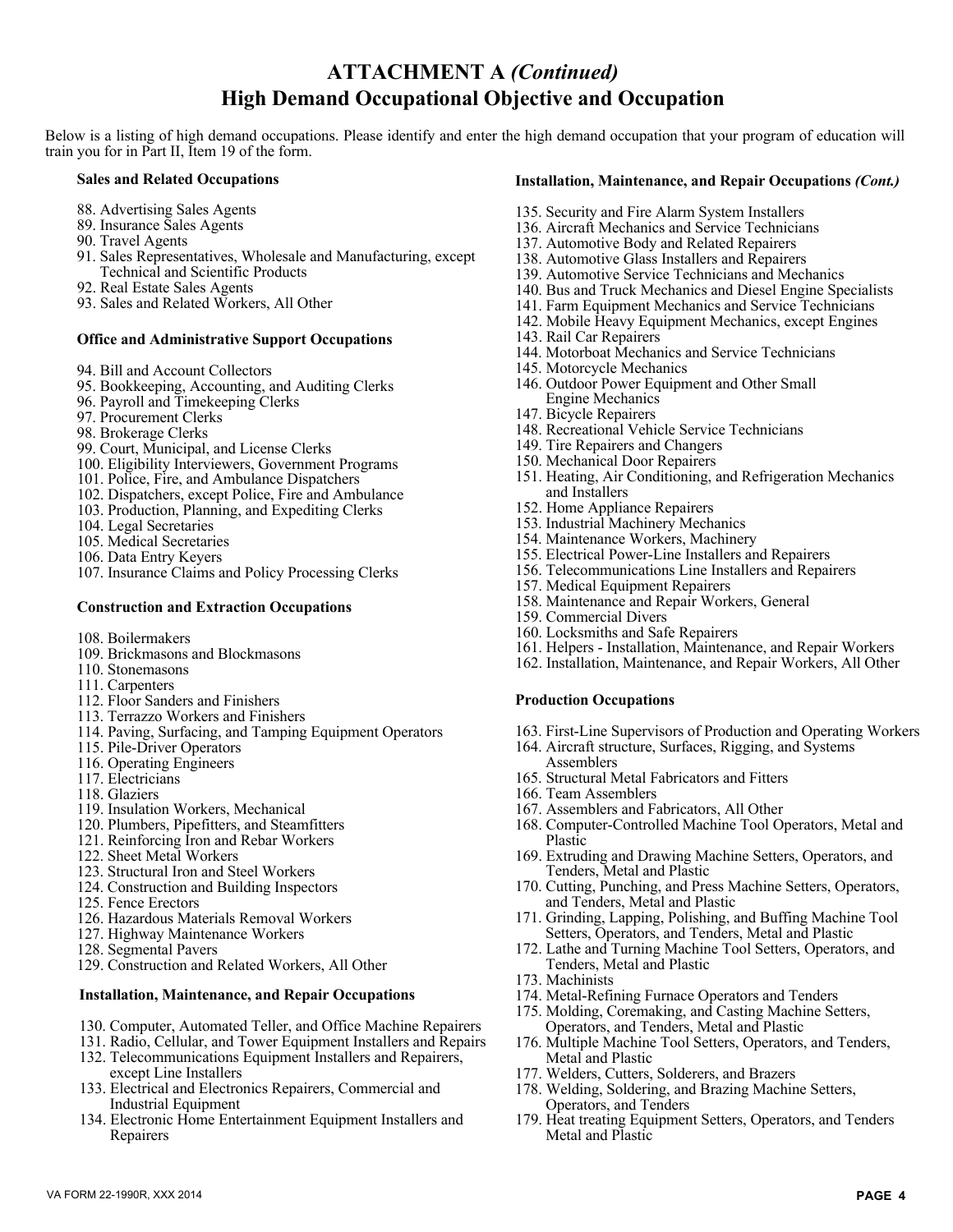# ATTACHMENT A *(Continued)*
## High Demand Occupational Objective and Occupation

Below is a listing of high demand occupations. Please identify and enter the high demand occupation that your program of education will train you for in Part II, Item 19 of the form.

### Sales and Related Occupations

88. Advertising Sales Agents
89. Insurance Sales Agents
90. Travel Agents
91. Sales Representatives, Wholesale and Manufacturing, except Technical and Scientific Products
92. Real Estate Sales Agents
93. Sales and Related Workers, All Other

### Office and Administrative Support Occupations

94. Bill and Account Collectors
95. Bookkeeping, Accounting, and Auditing Clerks
96. Payroll and Timekeeping Clerks
97. Procurement Clerks
98. Brokerage Clerks
99. Court, Municipal, and License Clerks
100. Eligibility Interviewers, Government Programs
101. Police, Fire, and Ambulance Dispatchers
102. Dispatchers, except Police, Fire and Ambulance
103. Production, Planning, and Expediting Clerks
104. Legal Secretaries
105. Medical Secretaries
106. Data Entry Keyers
107. Insurance Claims and Policy Processing Clerks

### Construction and Extraction Occupations

108. Boilermakers
109. Brickmasons and Blockmasons
110. Stonemasons
111. Carpenters
112. Floor Sanders and Finishers
113. Terrazzo Workers and Finishers
114. Paving, Surfacing, and Tamping Equipment Operators
115. Pile-Driver Operators
116. Operating Engineers
117. Electricians
118. Glaziers
119. Insulation Workers, Mechanical
120. Plumbers, Pipefitters, and Steamfitters
121. Reinforcing Iron and Rebar Workers
122. Sheet Metal Workers
123. Structural Iron and Steel Workers
124. Construction and Building Inspectors
125. Fence Erectors
126. Hazardous Materials Removal Workers
127. Highway Maintenance Workers
128. Segmental Pavers
129. Construction and Related Workers, All Other

### Installation, Maintenance, and Repair Occupations

130. Computer, Automated Teller, and Office Machine Repairers
131. Radio, Cellular, and Tower Equipment Installers and Repairs
132. Telecommunications Equipment Installers and Repairers, except Line Installers
133. Electrical and Electronics Repairers, Commercial and Industrial Equipment
134. Electronic Home Entertainment Equipment Installers and Repairers

### Installation, Maintenance, and Repair Occupations *(Cont.)*

135. Security and Fire Alarm System Installers
136. Aircraft Mechanics and Service Technicians
137. Automotive Body and Related Repairers
138. Automotive Glass Installers and Repairers
139. Automotive Service Technicians and Mechanics
140. Bus and Truck Mechanics and Diesel Engine Specialists
141. Farm Equipment Mechanics and Service Technicians
142. Mobile Heavy Equipment Mechanics, except Engines
143. Rail Car Repairers
144. Motorboat Mechanics and Service Technicians
145. Motorcycle Mechanics
146. Outdoor Power Equipment and Other Small Engine Mechanics
147. Bicycle Repairers
148. Recreational Vehicle Service Technicians
149. Tire Repairers and Changers
150. Mechanical Door Repairers
151. Heating, Air Conditioning, and Refrigeration Mechanics and Installers
152. Home Appliance Repairers
153. Industrial Machinery Mechanics
154. Maintenance Workers, Machinery
155. Electrical Power-Line Installers and Repairers
156. Telecommunications Line Installers and Repairers
157. Medical Equipment Repairers
158. Maintenance and Repair Workers, General
159. Commercial Divers
160. Locksmiths and Safe Repairers
161. Helpers - Installation, Maintenance, and Repair Workers
162. Installation, Maintenance, and Repair Workers, All Other

### Production Occupations

163. First-Line Supervisors of Production and Operating Workers
164. Aircraft structure, Surfaces, Rigging, and Systems Assemblers
165. Structural Metal Fabricators and Fitters
166. Team Assemblers
167. Assemblers and Fabricators, All Other
168. Computer-Controlled Machine Tool Operators, Metal and Plastic
169. Extruding and Drawing Machine Setters, Operators, and Tenders, Metal and Plastic
170. Cutting, Punching, and Press Machine Setters, Operators, and Tenders, Metal and Plastic
171. Grinding, Lapping, Polishing, and Buffing Machine Tool Setters, Operators, and Tenders, Metal and Plastic
172. Lathe and Turning Machine Tool Setters, Operators, and Tenders, Metal and Plastic
173. Machinists
174. Metal-Refining Furnace Operators and Tenders
175. Molding, Coremaking, and Casting Machine Setters, Operators, and Tenders, Metal and Plastic
176. Multiple Machine Tool Setters, Operators, and Tenders, Metal and Plastic
177. Welders, Cutters, Solderers, and Brazers
178. Welding, Soldering, and Brazing Machine Setters, Operators, and Tenders
179. Heat treating Equipment Setters, Operators, and Tenders Metal and Plastic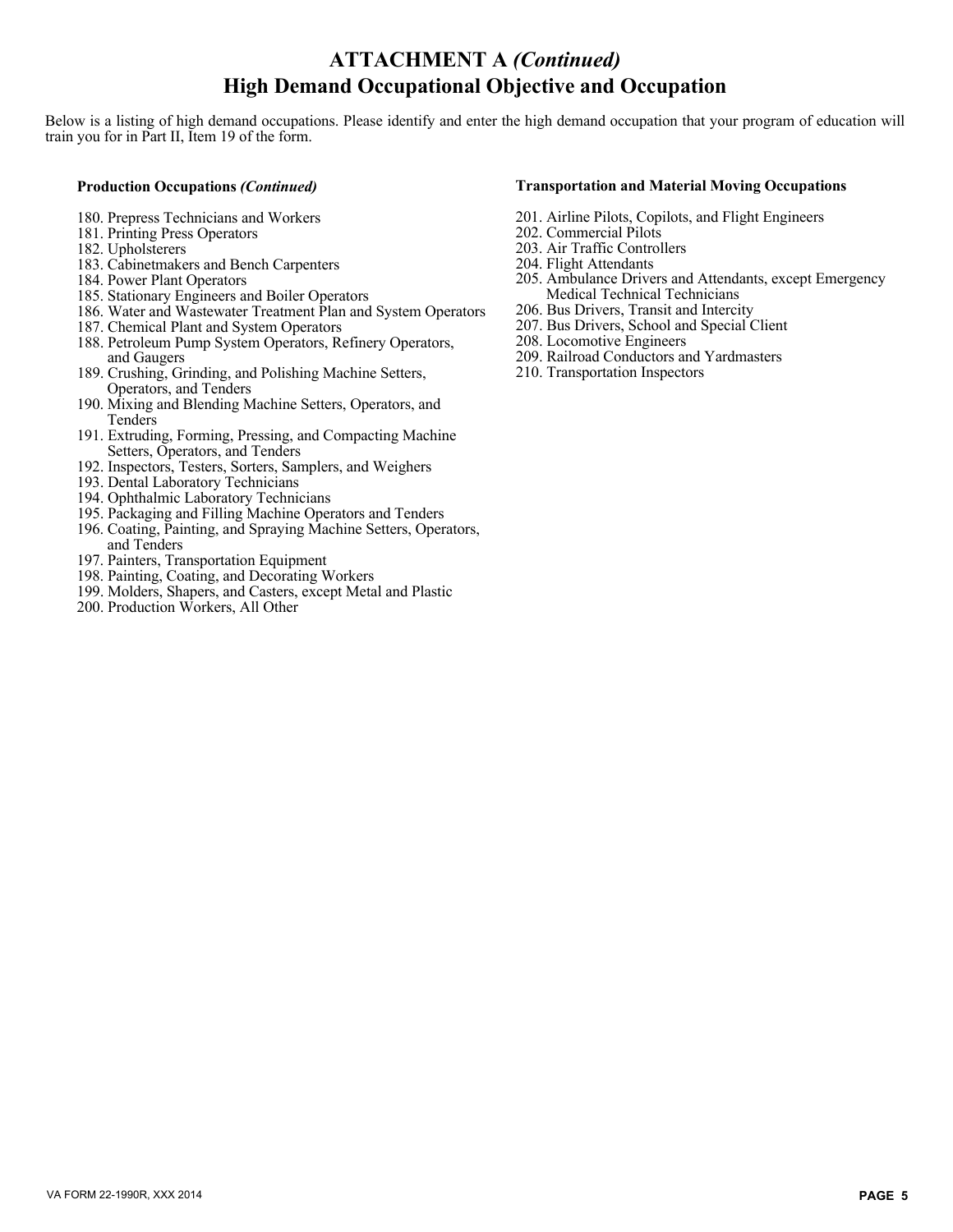# ATTACHMENT A *(Continued)*
# High Demand Occupational Objective and Occupation

Below is a listing of high demand occupations. Please identify and enter the high demand occupation that your program of education will train you for in Part II, Item 19 of the form.

**Production Occupations *(Continued)***

180. Prepress Technicians and Workers
181. Printing Press Operators
182. Upholsterers
183. Cabinetmakers and Bench Carpenters
184. Power Plant Operators
185. Stationary Engineers and Boiler Operators
186. Water and Wastewater Treatment Plan and System Operators
187. Chemical Plant and System Operators
188. Petroleum Pump System Operators, Refinery Operators, and Gaugers
189. Crushing, Grinding, and Polishing Machine Setters, Operators, and Tenders
190. Mixing and Blending Machine Setters, Operators, and Tenders
191. Extruding, Forming, Pressing, and Compacting Machine Setters, Operators, and Tenders
192. Inspectors, Testers, Sorters, Samplers, and Weighers
193. Dental Laboratory Technicians
194. Ophthalmic Laboratory Technicians
195. Packaging and Filling Machine Operators and Tenders
196. Coating, Painting, and Spraying Machine Setters, Operators, and Tenders
197. Painters, Transportation Equipment
198. Painting, Coating, and Decorating Workers
199. Molders, Shapers, and Casters, except Metal and Plastic
200. Production Workers, All Other

**Transportation and Material Moving Occupations**

201. Airline Pilots, Copilots, and Flight Engineers
202. Commercial Pilots
203. Air Traffic Controllers
204. Flight Attendants
205. Ambulance Drivers and Attendants, except Emergency Medical Technical Technicians
206. Bus Drivers, Transit and Intercity
207. Bus Drivers, School and Special Client
208. Locomotive Engineers
209. Railroad Conductors and Yardmasters
210. Transportation Inspectors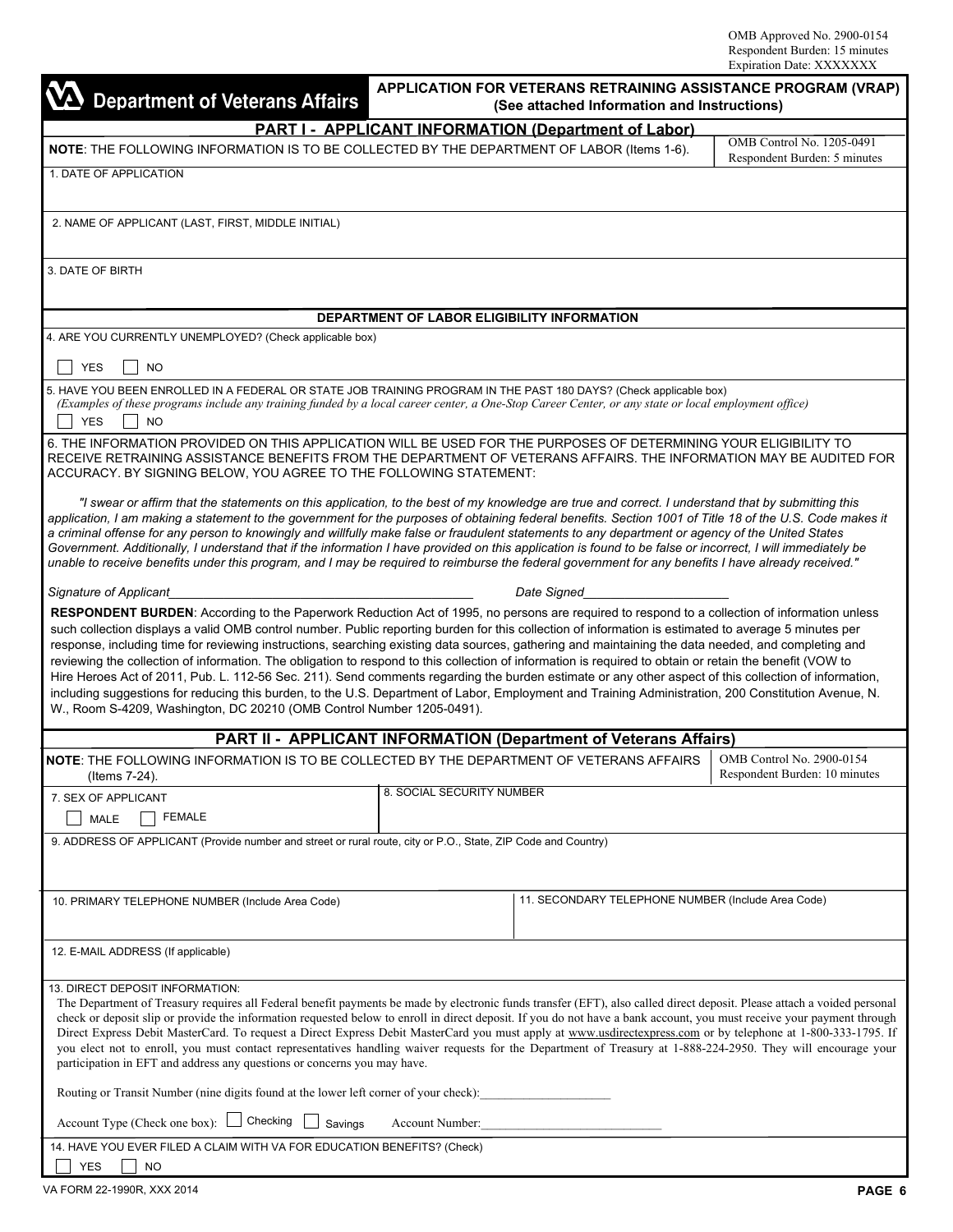OMB Approved No. 2900-0154
Respondent Burden: 15 minutes
Expiration Date: XXXXXXX

**Department of Veterans Affairs**

# APPLICATION FOR VETERANS RETRAINING ASSISTANCE PROGRAM (VRAP)
**(See attached Information and Instructions)**

## PART I - APPLICANT INFORMATION (Department of Labor)

**NOTE**: THE FOLLOWING INFORMATION IS TO BE COLLECTED BY THE DEPARTMENT OF LABOR (Items 1-6).

OMB Control No. 1205-0491
Respondent Burden: 5 minutes

1. DATE OF APPLICATION

2. NAME OF APPLICANT (LAST, FIRST, MIDDLE INITIAL)

3. DATE OF BIRTH

### DEPARTMENT OF LABOR ELIGIBILITY INFORMATION

4. ARE YOU CURRENTLY UNEMPLOYED? (Check applicable box)

☐ YES ☐ NO

5. HAVE YOU BEEN ENROLLED IN A FEDERAL OR STATE JOB TRAINING PROGRAM IN THE PAST 180 DAYS? (Check applicable box)
*(Examples of these programs include any training funded by a local career center, a One-Stop Career Center, or any state or local employment office)*

☐ YES ☐ NO

6. THE INFORMATION PROVIDED ON THIS APPLICATION WILL BE USED FOR THE PURPOSES OF DETERMINING YOUR ELIGIBILITY TO RECEIVE RETRAINING ASSISTANCE BENEFITS FROM THE DEPARTMENT OF VETERANS AFFAIRS. THE INFORMATION MAY BE AUDITED FOR ACCURACY. BY SIGNING BELOW, YOU AGREE TO THE FOLLOWING STATEMENT:

*"I swear or affirm that the statements on this application, to the best of my knowledge are true and correct. I understand that by submitting this application, I am making a statement to the government for the purposes of obtaining federal benefits. Section 1001 of Title 18 of the U.S. Code makes it a criminal offense for any person to knowingly and willfully make false or fraudulent statements to any department or agency of the United States Government. Additionally, I understand that if the information I have provided on this application is found to be false or incorrect, I will immediately be unable to receive benefits under this program, and I may be required to reimburse the federal government for any benefits I have already received."*

*Signature of Applicant*\_\_\_\_\_\_\_\_\_\_\_\_\_\_\_\_\_\_\_\_\_\_\_\_\_\_\_\_\_\_\_\_ *Date Signed*\_\_\_\_\_\_\_\_\_\_\_\_\_\_\_\_\_\_\_\_

**RESPONDENT BURDEN**: According to the Paperwork Reduction Act of 1995, no persons are required to respond to a collection of information unless such collection displays a valid OMB control number. Public reporting burden for this collection of information is estimated to average 5 minutes per response, including time for reviewing instructions, searching existing data sources, gathering and maintaining the data needed, and completing and reviewing the collection of information. The obligation to respond to this collection of information is required to obtain or retain the benefit (VOW to Hire Heroes Act of 2011, Pub. L. 112-56 Sec. 211). Send comments regarding the burden estimate or any other aspect of this collection of information, including suggestions for reducing this burden, to the U.S. Department of Labor, Employment and Training Administration, 200 Constitution Avenue, N. W., Room S-4209, Washington, DC 20210 (OMB Control Number 1205-0491).

## PART II - APPLICANT INFORMATION (Department of Veterans Affairs)

**NOTE**: THE FOLLOWING INFORMATION IS TO BE COLLECTED BY THE DEPARTMENT OF VETERANS AFFAIRS (Items 7-24).

OMB Control No. 2900-0154
Respondent Burden: 10 minutes

7. SEX OF APPLICANT

☐ MALE ☐ FEMALE

8. SOCIAL SECURITY NUMBER

9. ADDRESS OF APPLICANT (Provide number and street or rural route, city or P.O., State, ZIP Code and Country)

10. PRIMARY TELEPHONE NUMBER (Include Area Code)

11. SECONDARY TELEPHONE NUMBER (Include Area Code)

12. E-MAIL ADDRESS (If applicable)

13. DIRECT DEPOSIT INFORMATION:
The Department of Treasury requires all Federal benefit payments be made by electronic funds transfer (EFT), also called direct deposit. Please attach a voided personal check or deposit slip or provide the information requested below to enroll in direct deposit. If you do not have a bank account, you must receive your payment through Direct Express Debit MasterCard. To request a Direct Express Debit MasterCard you must apply at www.usdirectexpress.com or by telephone at 1-800-333-1795. If you elect not to enroll, you must contact representatives handling waiver requests for the Department of Treasury at 1-888-224-2950. They will encourage your participation in EFT and address any questions or concerns you may have.

Routing or Transit Number (nine digits found at the lower left corner of your check):\_\_\_\_\_\_\_\_\_\_\_\_\_\_\_\_\_\_\_\_

Account Type (Check one box): ☐ Checking ☐ Savings Account Number:\_\_\_\_\_\_\_\_\_\_\_\_\_\_\_\_\_\_\_\_\_\_\_\_\_\_\_\_

14. HAVE YOU EVER FILED A CLAIM WITH VA FOR EDUCATION BENEFITS? (Check)

☐ YES ☐ NO

VA FORM 22-1990R, XXX 2014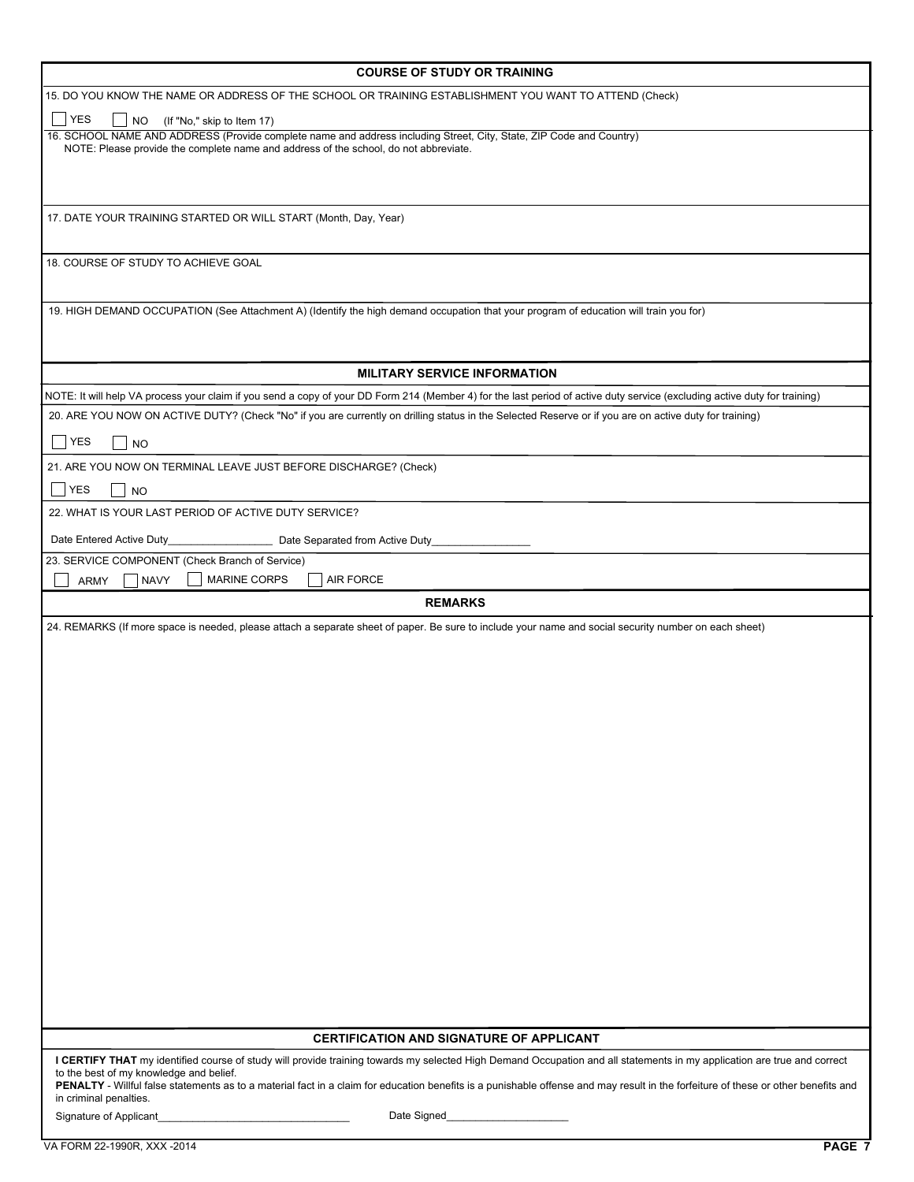## COURSE OF STUDY OR TRAINING

15. DO YOU KNOW THE NAME OR ADDRESS OF THE SCHOOL OR TRAINING ESTABLISHMENT YOU WANT TO ATTEND (Check)

☐ YES ☐ NO (If "No," skip to Item 17)

16. SCHOOL NAME AND ADDRESS (Provide complete name and address including Street, City, State, ZIP Code and Country)
NOTE: Please provide the complete name and address of the school, do not abbreviate.

17. DATE YOUR TRAINING STARTED OR WILL START (Month, Day, Year)

18. COURSE OF STUDY TO ACHIEVE GOAL

19. HIGH DEMAND OCCUPATION (See Attachment A) (Identify the high demand occupation that your program of education will train you for)

## MILITARY SERVICE INFORMATION

NOTE: It will help VA process your claim if you send a copy of your DD Form 214 (Member 4) for the last period of active duty service (excluding active duty for training)

20. ARE YOU NOW ON ACTIVE DUTY? (Check "No" if you are currently on drilling status in the Selected Reserve or if you are on active duty for training)

☐ YES ☐ NO

21. ARE YOU NOW ON TERMINAL LEAVE JUST BEFORE DISCHARGE? (Check)

☐ YES ☐ NO

22. WHAT IS YOUR LAST PERIOD OF ACTIVE DUTY SERVICE?

Date Entered Active Duty__________________ Date Separated from Active Duty________________

23. SERVICE COMPONENT (Check Branch of Service)

☐ ARMY ☐ NAVY ☐ MARINE CORPS ☐ AIR FORCE

## REMARKS

24. REMARKS (If more space is needed, please attach a separate sheet of paper. Be sure to include your name and social security number on each sheet)

## CERTIFICATION AND SIGNATURE OF APPLICANT

**I CERTIFY THAT** my identified course of study will provide training towards my selected High Demand Occupation and all statements in my application are true and correct to the best of my knowledge and belief.

**PENALTY** - Willful false statements as to a material fact in a claim for education benefits is a punishable offense and may result in the forfeiture of these or other benefits and in criminal penalties.

Signature of Applicant________________________________ Date Signed_____________________

VA FORM 22-1990R, XXX -2014